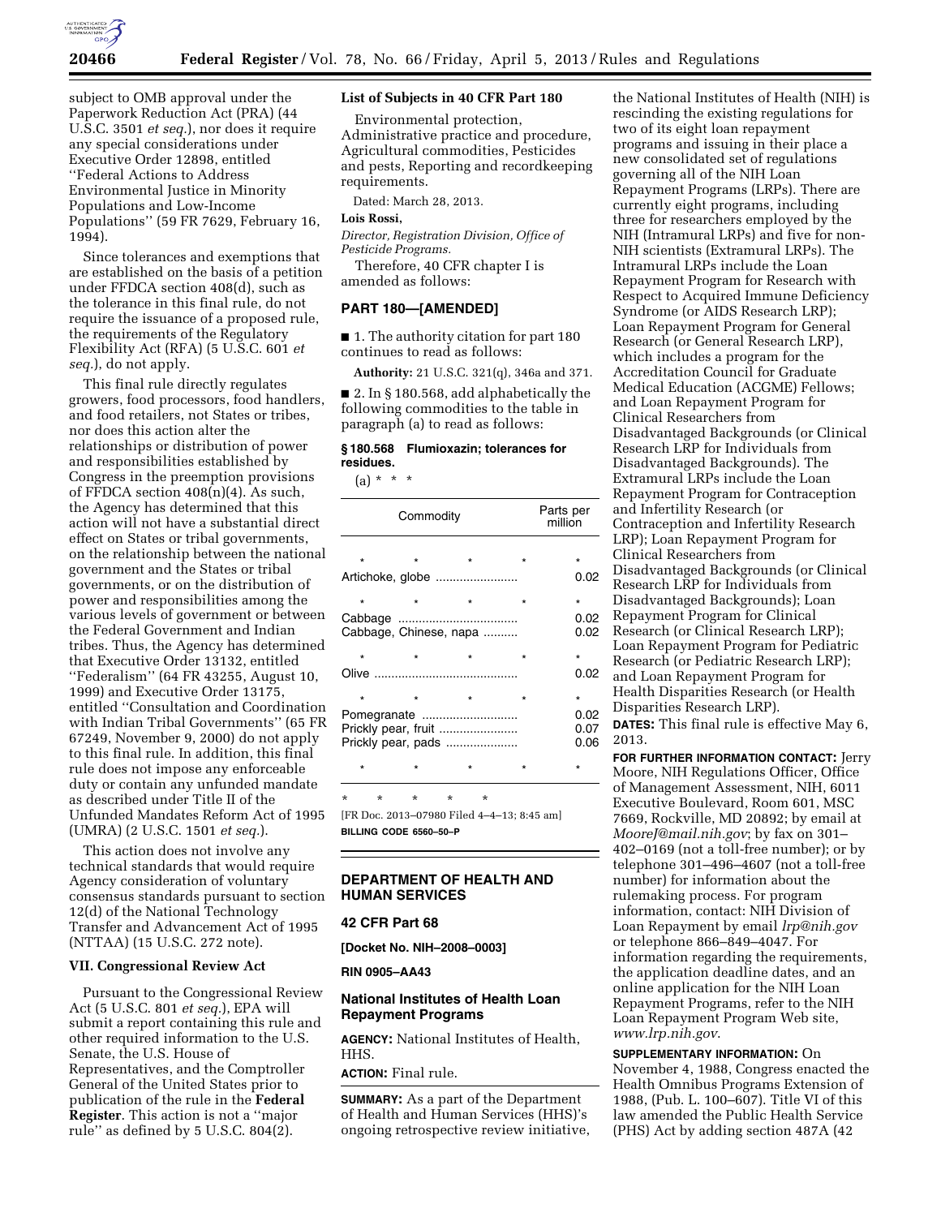subject to OMB approval under the Paperwork Reduction Act (PRA) (44 U.S.C. 3501 *et seq.*), nor does it require any special considerations under Executive Order 12898, entitled ''Federal Actions to Address Environmental Justice in Minority Populations and Low-Income Populations'' (59 FR 7629, February 16, 1994).

Since tolerances and exemptions that are established on the basis of a petition under FFDCA section 408(d), such as the tolerance in this final rule, do not require the issuance of a proposed rule, the requirements of the Regulatory Flexibility Act (RFA) (5 U.S.C. 601 *et seq.*), do not apply.

This final rule directly regulates growers, food processors, food handlers, and food retailers, not States or tribes, nor does this action alter the relationships or distribution of power and responsibilities established by Congress in the preemption provisions of FFDCA section 408(n)(4). As such, the Agency has determined that this action will not have a substantial direct effect on States or tribal governments, on the relationship between the national government and the States or tribal governments, or on the distribution of power and responsibilities among the various levels of government or between the Federal Government and Indian tribes. Thus, the Agency has determined that Executive Order 13132, entitled ''Federalism'' (64 FR 43255, August 10, 1999) and Executive Order 13175, entitled ''Consultation and Coordination with Indian Tribal Governments'' (65 FR 67249, November 9, 2000) do not apply to this final rule. In addition, this final rule does not impose any enforceable duty or contain any unfunded mandate as described under Title II of the Unfunded Mandates Reform Act of 1995 (UMRA) (2 U.S.C. 1501 *et seq.*).

This action does not involve any technical standards that would require Agency consideration of voluntary consensus standards pursuant to section 12(d) of the National Technology Transfer and Advancement Act of 1995 (NTTAA) (15 U.S.C. 272 note).

## VII. Congressional Review Act

Pursuant to the Congressional Review Act (5 U.S.C. 801 *et seq.*), EPA will submit a report containing this rule and other required information to the U.S. Senate, the U.S. House of Representatives, and the Comptroller General of the United States prior to publication of the rule in the **Federal Register**. This action is not a ''major rule'' as defined by 5 U.S.C. 804(2).

### List of Subjects in 40 CFR Part 180

Environmental protection, Administrative practice and procedure, Agricultural commodities, Pesticides and pests, Reporting and recordkeeping requirements.

Dated: March 28, 2013.

**Lois Rossi,**

*Director, Registration Division, Office of Pesticide Programs.*

Therefore, 40 CFR chapter I is amended as follows:

## PART 180—[AMENDED]

■ 1. The authority citation for part 180 continues to read as follows:

**Authority:** 21 U.S.C. 321(q), 346a and 371.

■ 2. In § 180.568, add alphabetically the following commodities to the table in paragraph (a) to read as follows:

### § 180.568 Flumioxazin; tolerances for residues.

(a) * * *

| Commodity | Parts per million |
|---|---|
| * * * * | * |
| Artichoke, globe | 0.02 |
| * * * * | * |
| Cabbage | 0.02 |
| Cabbage, Chinese, napa | 0.02 |
| * * * * | * |
| Olive | 0.02 |
| * * * * | * |
| Pomegranate | 0.02 |
| Prickly pear, fruit | 0.07 |
| Prickly pear, pads | 0.06 |
| * * * * | * |

\* * * * *

[FR Doc. 2013–07980 Filed 4–4–13; 8:45 am]

**BILLING CODE 6560–50–P**

## DEPARTMENT OF HEALTH AND HUMAN SERVICES

### 42 CFR Part 68

**[Docket No. NIH–2008–0003]**

**RIN 0905–AA43**

### National Institutes of Health Loan Repayment Programs

**AGENCY:** National Institutes of Health, HHS.

**ACTION:** Final rule.

**SUMMARY:** As a part of the Department of Health and Human Services (HHS)'s ongoing retrospective review initiative, the National Institutes of Health (NIH) is rescinding the existing regulations for two of its eight loan repayment programs and issuing in their place a new consolidated set of regulations governing all of the NIH Loan Repayment Programs (LRPs). There are currently eight programs, including three for researchers employed by the NIH (Intramural LRPs) and five for non-NIH scientists (Extramural LRPs). The Intramural LRPs include the Loan Repayment Program for Research with Respect to Acquired Immune Deficiency Syndrome (or AIDS Research LRP); Loan Repayment Program for General Research (or General Research LRP), which includes a program for the Accreditation Council for Graduate Medical Education (ACGME) Fellows; and Loan Repayment Program for Clinical Researchers from Disadvantaged Backgrounds (or Clinical Research LRP for Individuals from Disadvantaged Backgrounds). The Extramural LRPs include the Loan Repayment Program for Contraception and Infertility Research (or Contraception and Infertility Research LRP); Loan Repayment Program for Clinical Researchers from Disadvantaged Backgrounds (or Clinical Research LRP for Individuals from Disadvantaged Backgrounds); Loan Repayment Program for Clinical Research (or Clinical Research LRP); Loan Repayment Program for Pediatric Research (or Pediatric Research LRP); and Loan Repayment Program for Health Disparities Research (or Health Disparities Research LRP).

**DATES:** This final rule is effective May 6, 2013.

**FOR FURTHER INFORMATION CONTACT:** Jerry Moore, NIH Regulations Officer, Office of Management Assessment, NIH, 6011 Executive Boulevard, Room 601, MSC 7669, Rockville, MD 20892; by email at *MooreJ@mail.nih.gov*; by fax on 301–402–0169 (not a toll-free number); or by telephone 301–496–4607 (not a toll-free number) for information about the rulemaking process. For program information, contact: NIH Division of Loan Repayment by email *lrp@nih.gov* or telephone 866–849–4047. For information regarding the requirements, the application deadline dates, and an online application for the NIH Loan Repayment Programs, refer to the NIH Loan Repayment Program Web site, *www.lrp.nih.gov*.

**SUPPLEMENTARY INFORMATION:** On November 4, 1988, Congress enacted the Health Omnibus Programs Extension of 1988, (Pub. L. 100–607). Title VI of this law amended the Public Health Service (PHS) Act by adding section 487A (42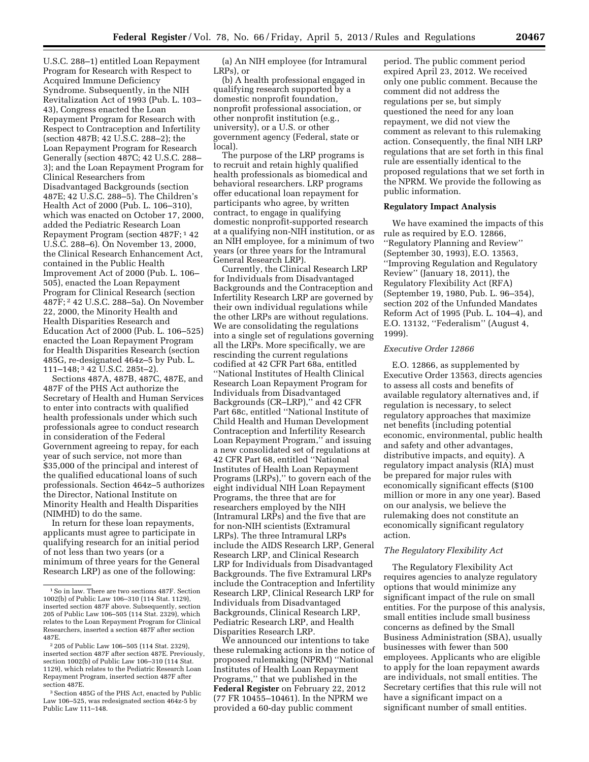U.S.C. 288–1) entitled Loan Repayment Program for Research with Respect to Acquired Immune Deficiency Syndrome. Subsequently, in the NIH Revitalization Act of 1993 (Pub. L. 103–43), Congress enacted the Loan Repayment Program for Research with Respect to Contraception and Infertility (section 487B; 42 U.S.C. 288–2); the Loan Repayment Program for Research Generally (section 487C; 42 U.S.C. 288–3); and the Loan Repayment Program for Clinical Researchers from Disadvantaged Backgrounds (section 487E; 42 U.S.C. 288–5). The Children's Health Act of 2000 (Pub. L. 106–310), which was enacted on October 17, 2000, added the Pediatric Research Loan Repayment Program (section 487F; [1] 42 U.S.C. 288–6). On November 13, 2000, the Clinical Research Enhancement Act, contained in the Public Health Improvement Act of 2000 (Pub. L. 106–505), enacted the Loan Repayment Program for Clinical Research (section 487F; [2] 42 U.S.C. 288–5a). On November 22, 2000, the Minority Health and Health Disparities Research and Education Act of 2000 (Pub. L. 106–525) enacted the Loan Repayment Program for Health Disparities Research (section 485G, re-designated 464z–5 by Pub. L. 111–148; [3] 42 U.S.C. 285t–2).

Sections 487A, 487B, 487C, 487E, and 487F of the PHS Act authorize the Secretary of Health and Human Services to enter into contracts with qualified health professionals under which such professionals agree to conduct research in consideration of the Federal Government agreeing to repay, for each year of such service, not more than $35,000 of the principal and interest of the qualified educational loans of such professionals. Section 464z–5 authorizes the Director, National Institute on Minority Health and Health Disparities (NIMHD) to do the same.

In return for these loan repayments, applicants must agree to participate in qualifying research for an initial period of not less than two years (or a minimum of three years for the General Research LRP) as one of the following:

(a) An NIH employee (for Intramural LRPs), or

(b) A health professional engaged in qualifying research supported by a domestic nonprofit foundation, nonprofit professional association, or other nonprofit institution (e.g., university), or a U.S. or other government agency (Federal, state or local).

The purpose of the LRP programs is to recruit and retain highly qualified health professionals as biomedical and behavioral researchers. LRP programs offer educational loan repayment for participants who agree, by written contract, to engage in qualifying domestic nonprofit-supported research at a qualifying non-NIH institution, or as an NIH employee, for a minimum of two years (or three years for the Intramural General Research LRP).

Currently, the Clinical Research LRP for Individuals from Disadvantaged Backgrounds and the Contraception and Infertility Research LRP are governed by their own individual regulations while the other LRPs are without regulations. We are consolidating the regulations into a single set of regulations governing all the LRPs. More specifically, we are rescinding the current regulations codified at 42 CFR Part 68a, entitled "National Institutes of Health Clinical Research Loan Repayment Program for Individuals from Disadvantaged Backgrounds (CR–LRP)," and 42 CFR Part 68c, entitled "National Institute of Child Health and Human Development Contraception and Infertility Research Loan Repayment Program," and issuing a new consolidated set of regulations at 42 CFR Part 68, entitled "National Institutes of Health Loan Repayment Programs (LRPs)," to govern each of the eight individual NIH Loan Repayment Programs, the three that are for researchers employed by the NIH (Intramural LRPs) and the five that are for non-NIH scientists (Extramural LRPs). The three Intramural LRPs include the AIDS Research LRP, General Research LRP, and Clinical Research LRP for Individuals from Disadvantaged Backgrounds. The five Extramural LRPs include the Contraception and Infertility Research LRP, Clinical Research LRP for Individuals from Disadvantaged Backgrounds, Clinical Research LRP, Pediatric Research LRP, and Health Disparities Research LRP.

We announced our intentions to take these rulemaking actions in the notice of proposed rulemaking (NPRM) "National Institutes of Health Loan Repayment Programs," that we published in the **Federal Register** on February 22, 2012 (77 FR 10455–10461). In the NPRM we provided a 60-day public comment period. The public comment period expired April 23, 2012. We received only one public comment. Because the comment did not address the regulations per se, but simply questioned the need for any loan repayment, we did not view the comment as relevant to this rulemaking action. Consequently, the final NIH LRP regulations that are set forth in this final rule are essentially identical to the proposed regulations that we set forth in the NPRM. We provide the following as public information.

## Regulatory Impact Analysis

We have examined the impacts of this rule as required by E.O. 12866, "Regulatory Planning and Review" (September 30, 1993), E.O. 13563, "Improving Regulation and Regulatory Review" (January 18, 2011), the Regulatory Flexibility Act (RFA) (September 19, 1980, Pub. L. 96–354), section 202 of the Unfunded Mandates Reform Act of 1995 (Pub. L. 104–4), and E.O. 13132, "Federalism" (August 4, 1999).

### *Executive Order 12866*

E.O. 12866, as supplemented by Executive Order 13563, directs agencies to assess all costs and benefits of available regulatory alternatives and, if regulation is necessary, to select regulatory approaches that maximize net benefits (including potential economic, environmental, public health and safety and other advantages, distributive impacts, and equity). A regulatory impact analysis (RIA) must be prepared for major rules with economically significant effects ($100 million or more in any one year). Based on our analysis, we believe the rulemaking does not constitute an economically significant regulatory action.

### *The Regulatory Flexibility Act*

The Regulatory Flexibility Act requires agencies to analyze regulatory options that would minimize any significant impact of the rule on small entities. For the purpose of this analysis, small entities include small business concerns as defined by the Small Business Administration (SBA), usually businesses with fewer than 500 employees. Applicants who are eligible to apply for the loan repayment awards are individuals, not small entities. The Secretary certifies that this rule will not have a significant impact on a significant number of small entities.

---

[1] So in law. There are two sections 487F. Section 1002(b) of Public Law 106–310 (114 Stat. 1129), inserted section 487F above. Subsequently, section 205 of Public Law 106–505 (114 Stat. 2329), which relates to the Loan Repayment Program for Clinical Researchers, inserted a section 487F after section 487E.

[2] 205 of Public Law 106–505 (114 Stat. 2329), inserted section 487F after section 487E. Previously, section 1002(b) of Public Law 106–310 (114 Stat. 1129), which relates to the Pediatric Research Loan Repayment Program, inserted section 487F after section 487E.

[3] Section 485G of the PHS Act, enacted by Public Law 106–525, was redesignated section 464z-5 by Public Law 111–148.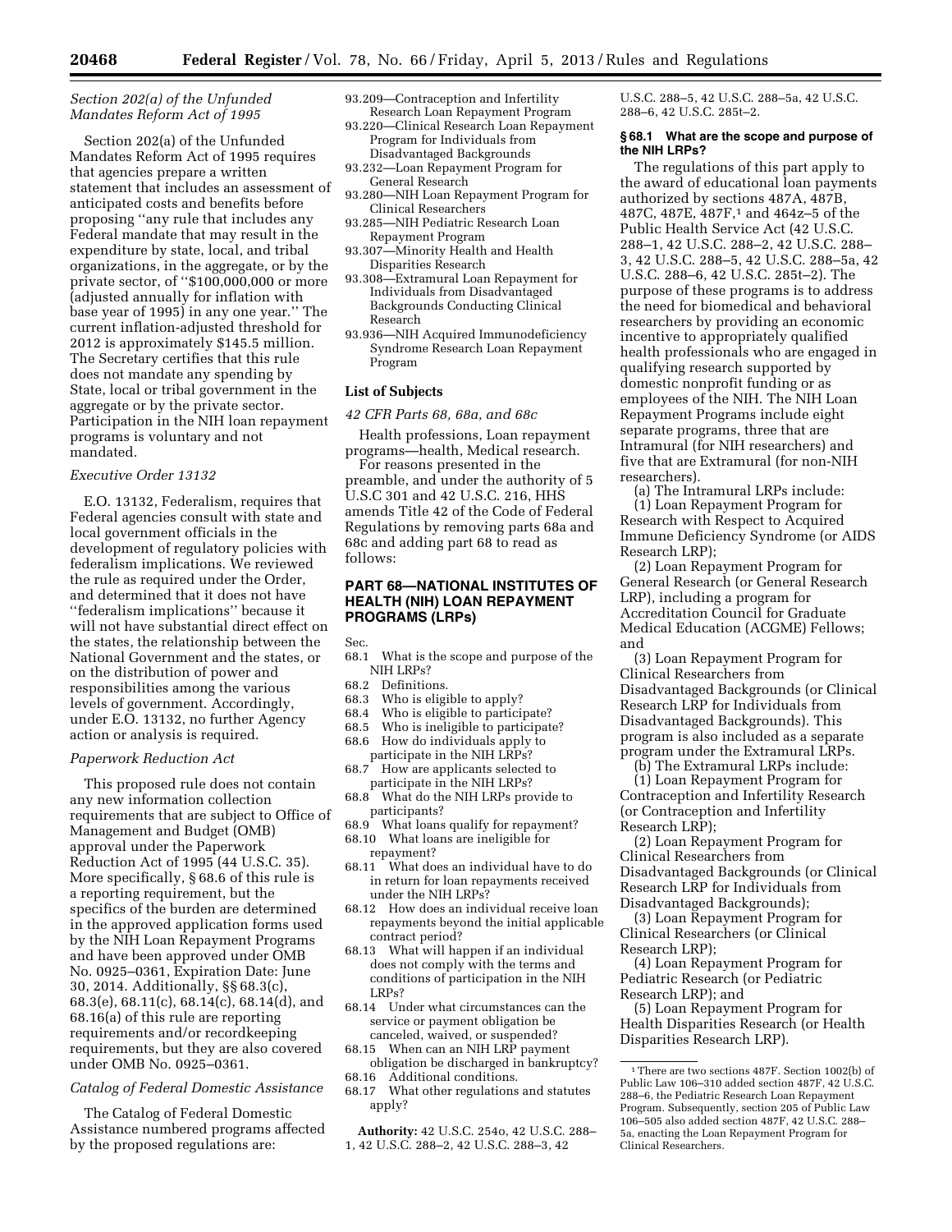*Section 202(a) of the Unfunded Mandates Reform Act of 1995*

Section 202(a) of the Unfunded Mandates Reform Act of 1995 requires that agencies prepare a written statement that includes an assessment of anticipated costs and benefits before proposing ''any rule that includes any Federal mandate that may result in the expenditure by state, local, and tribal organizations, in the aggregate, or by the private sector, of ''$100,000,000 or more (adjusted annually for inflation with base year of 1995) in any one year.'' The current inflation-adjusted threshold for 2012 is approximately $145.5 million. The Secretary certifies that this rule does not mandate any spending by State, local or tribal government in the aggregate or by the private sector. Participation in the NIH loan repayment programs is voluntary and not mandated.

*Executive Order 13132*

E.O. 13132, Federalism, requires that Federal agencies consult with state and local government officials in the development of regulatory policies with federalism implications. We reviewed the rule as required under the Order, and determined that it does not have ''federalism implications'' because it will not have substantial direct effect on the states, the relationship between the National Government and the states, or on the distribution of power and responsibilities among the various levels of government. Accordingly, under E.O. 13132, no further Agency action or analysis is required.

*Paperwork Reduction Act*

This proposed rule does not contain any new information collection requirements that are subject to Office of Management and Budget (OMB) approval under the Paperwork Reduction Act of 1995 (44 U.S.C. 35). More specifically, § 68.6 of this rule is a reporting requirement, but the specifics of the burden are determined in the approved application forms used by the NIH Loan Repayment Programs and have been approved under OMB No. 0925–0361, Expiration Date: June 30, 2014. Additionally, §§ 68.3(c), 68.3(e), 68.11(c), 68.14(c), 68.14(d), and 68.16(a) of this rule are reporting requirements and/or recordkeeping requirements, but they are also covered under OMB No. 0925–0361.

*Catalog of Federal Domestic Assistance*

The Catalog of Federal Domestic Assistance numbered programs affected by the proposed regulations are:

93.209—Contraception and Infertility Research Loan Repayment Program
93.220—Clinical Research Loan Repayment Program for Individuals from Disadvantaged Backgrounds
93.232—Loan Repayment Program for General Research
93.280—NIH Loan Repayment Program for Clinical Researchers
93.285—NIH Pediatric Research Loan Repayment Program
93.307—Minority Health and Health Disparities Research
93.308—Extramural Loan Repayment for Individuals from Disadvantaged Backgrounds Conducting Clinical Research
93.936—NIH Acquired Immunodeficiency Syndrome Research Loan Repayment Program

**List of Subjects**

*42 CFR Parts 68, 68a, and 68c*

Health professions, Loan repayment programs—health, Medical research.

For reasons presented in the preamble, and under the authority of 5 U.S.C 301 and 42 U.S.C. 216, HHS amends Title 42 of the Code of Federal Regulations by removing parts 68a and 68c and adding part 68 to read as follows:

## PART 68—NATIONAL INSTITUTES OF HEALTH (NIH) LOAN REPAYMENT PROGRAMS (LRPs)

Sec.
68.1 What is the scope and purpose of the NIH LRPs?
68.2 Definitions.
68.3 Who is eligible to apply?
68.4 Who is eligible to participate?
68.5 Who is ineligible to participate?
68.6 How do individuals apply to participate in the NIH LRPs?
68.7 How are applicants selected to participate in the NIH LRPs?
68.8 What do the NIH LRPs provide to participants?
68.9 What loans qualify for repayment?
68.10 What loans are ineligible for repayment?
68.11 What does an individual have to do in return for loan repayments received under the NIH LRPs?
68.12 How does an individual receive loan repayments beyond the initial applicable contract period?
68.13 What will happen if an individual does not comply with the terms and conditions of participation in the NIH LRPs?
68.14 Under what circumstances can the service or payment obligation be canceled, waived, or suspended?
68.15 When can an NIH LRP payment obligation be discharged in bankruptcy?
68.16 Additional conditions.
68.17 What other regulations and statutes apply?

**Authority:** 42 U.S.C. 254o, 42 U.S.C. 288–1, 42 U.S.C. 288–2, 42 U.S.C. 288–3, 42 U.S.C. 288–5, 42 U.S.C. 288–5a, 42 U.S.C. 288–6, 42 U.S.C. 285t–2.

### § 68.1 What are the scope and purpose of the NIH LRPs?

The regulations of this part apply to the award of educational loan payments authorized by sections 487A, 487B, 487C, 487E, 487F,[1] and 464z–5 of the Public Health Service Act (42 U.S.C. 288–1, 42 U.S.C. 288–2, 42 U.S.C. 288–3, 42 U.S.C. 288–5, 42 U.S.C. 288–5a, 42 U.S.C. 288–6, 42 U.S.C. 285t–2). The purpose of these programs is to address the need for biomedical and behavioral researchers by providing an economic incentive to appropriately qualified health professionals who are engaged in qualifying research supported by domestic nonprofit funding or as employees of the NIH. The NIH Loan Repayment Programs include eight separate programs, three that are Intramural (for NIH researchers) and five that are Extramural (for non-NIH researchers).

(a) The Intramural LRPs include:

(1) Loan Repayment Program for Research with Respect to Acquired Immune Deficiency Syndrome (or AIDS Research LRP);

(2) Loan Repayment Program for General Research (or General Research LRP), including a program for Accreditation Council for Graduate Medical Education (ACGME) Fellows; and

(3) Loan Repayment Program for Clinical Researchers from Disadvantaged Backgrounds (or Clinical Research LRP for Individuals from Disadvantaged Backgrounds). This program is also included as a separate program under the Extramural LRPs.

(b) The Extramural LRPs include:

(1) Loan Repayment Program for Contraception and Infertility Research (or Contraception and Infertility Research LRP);

(2) Loan Repayment Program for Clinical Researchers from Disadvantaged Backgrounds (or Clinical Research LRP for Individuals from Disadvantaged Backgrounds);

(3) Loan Repayment Program for Clinical Researchers (or Clinical Research LRP);

(4) Loan Repayment Program for Pediatric Research (or Pediatric Research LRP); and

(5) Loan Repayment Program for Health Disparities Research (or Health Disparities Research LRP).

---

[1] There are two sections 487F. Section 1002(b) of Public Law 106–310 added section 487F, 42 U.S.C. 288–6, the Pediatric Research Loan Repayment Program. Subsequently, section 205 of Public Law 106–505 also added section 487F, 42 U.S.C. 288–5a, enacting the Loan Repayment Program for Clinical Researchers.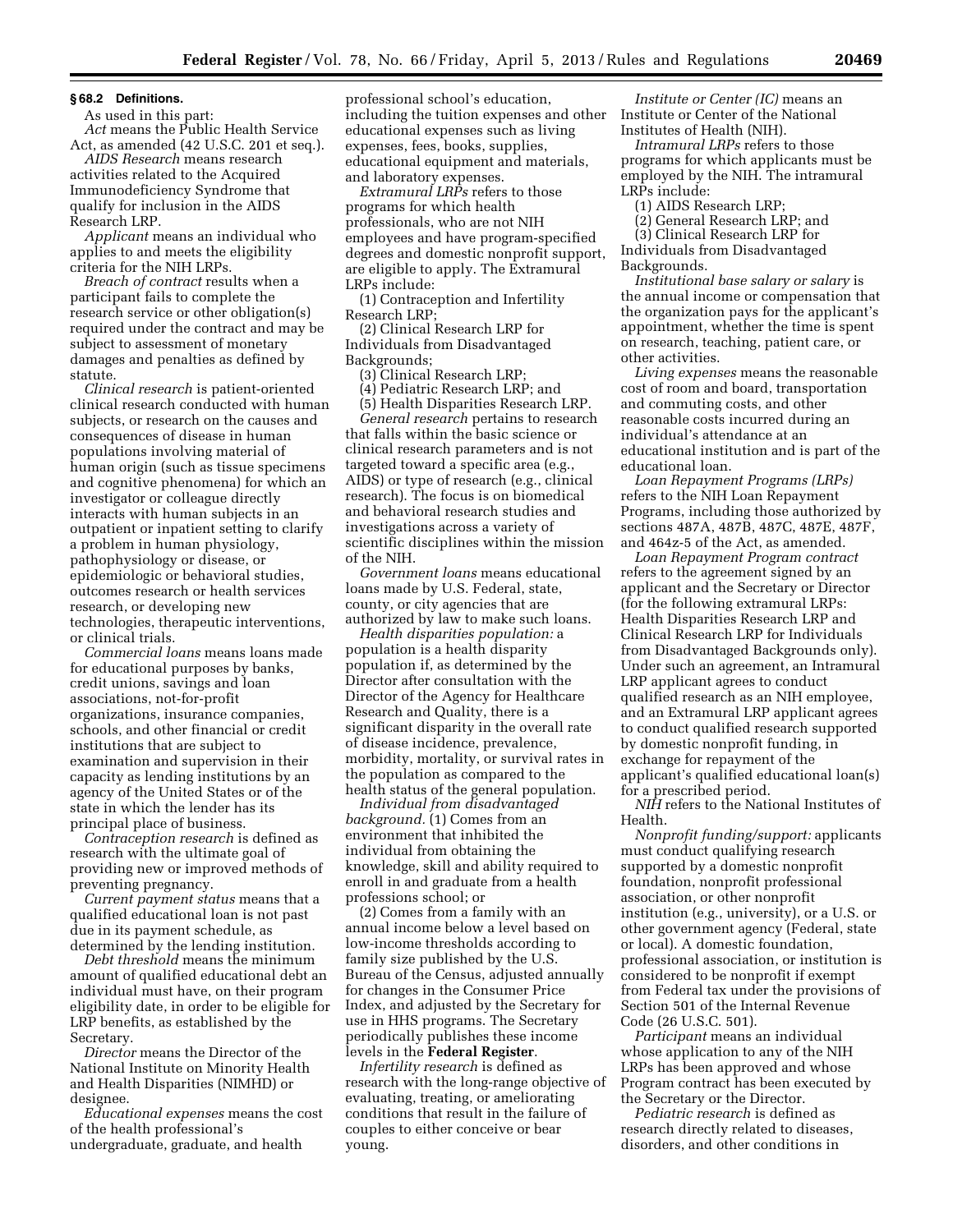### § 68.2 Definitions.

As used in this part:

*Act* means the Public Health Service Act, as amended (42 U.S.C. 201 et seq.).

*AIDS Research* means research activities related to the Acquired Immunodeficiency Syndrome that qualify for inclusion in the AIDS Research LRP.

*Applicant* means an individual who applies to and meets the eligibility criteria for the NIH LRPs.

*Breach of contract* results when a participant fails to complete the research service or other obligation(s) required under the contract and may be subject to assessment of monetary damages and penalties as defined by statute.

*Clinical research* is patient-oriented clinical research conducted with human subjects, or research on the causes and consequences of disease in human populations involving material of human origin (such as tissue specimens and cognitive phenomena) for which an investigator or colleague directly interacts with human subjects in an outpatient or inpatient setting to clarify a problem in human physiology, pathophysiology or disease, or epidemiologic or behavioral studies, outcomes research or health services research, or developing new technologies, therapeutic interventions, or clinical trials.

*Commercial loans* means loans made for educational purposes by banks, credit unions, savings and loan associations, not-for-profit organizations, insurance companies, schools, and other financial or credit institutions that are subject to examination and supervision in their capacity as lending institutions by an agency of the United States or of the state in which the lender has its principal place of business.

*Contraception research* is defined as research with the ultimate goal of providing new or improved methods of preventing pregnancy.

*Current payment status* means that a qualified educational loan is not past due in its payment schedule, as determined by the lending institution.

*Debt threshold* means the minimum amount of qualified educational debt an individual must have, on their program eligibility date, in order to be eligible for LRP benefits, as established by the Secretary.

*Director* means the Director of the National Institute on Minority Health and Health Disparities (NIMHD) or designee.

*Educational expenses* means the cost of the health professional's undergraduate, graduate, and health professional school's education, including the tuition expenses and other educational expenses such as living expenses, fees, books, supplies, educational equipment and materials, and laboratory expenses.

*Extramural LRPs* refers to those programs for which health professionals, who are not NIH employees and have program-specified degrees and domestic nonprofit support, are eligible to apply. The Extramural LRPs include:

(1) Contraception and Infertility Research LRP;

(2) Clinical Research LRP for Individuals from Disadvantaged Backgrounds;

(3) Clinical Research LRP;

(4) Pediatric Research LRP; and

(5) Health Disparities Research LRP.

*General research* pertains to research that falls within the basic science or clinical research parameters and is not targeted toward a specific area (e.g., AIDS) or type of research (e.g., clinical research). The focus is on biomedical and behavioral research studies and investigations across a variety of scientific disciplines within the mission of the NIH.

*Government loans* means educational loans made by U.S. Federal, state, county, or city agencies that are authorized by law to make such loans.

*Health disparities population:* a population is a health disparity population if, as determined by the Director after consultation with the Director of the Agency for Healthcare Research and Quality, there is a significant disparity in the overall rate of disease incidence, prevalence, morbidity, mortality, or survival rates in the population as compared to the health status of the general population.

*Individual from disadvantaged background.* (1) Comes from an environment that inhibited the individual from obtaining the knowledge, skill and ability required to enroll in and graduate from a health professions school; or

(2) Comes from a family with an annual income below a level based on low-income thresholds according to family size published by the U.S. Bureau of the Census, adjusted annually for changes in the Consumer Price Index, and adjusted by the Secretary for use in HHS programs. The Secretary periodically publishes these income levels in the **Federal Register**.

*Infertility research* is defined as research with the long-range objective of evaluating, treating, or ameliorating conditions that result in the failure of couples to either conceive or bear young.

*Institute or Center (IC)* means an Institute or Center of the National Institutes of Health (NIH).

*Intramural LRPs* refers to those programs for which applicants must be employed by the NIH. The intramural LRPs include:

(1) AIDS Research LRP;

(2) General Research LRP; and

(3) Clinical Research LRP for Individuals from Disadvantaged Backgrounds.

*Institutional base salary or salary* is the annual income or compensation that the organization pays for the applicant's appointment, whether the time is spent on research, teaching, patient care, or other activities.

*Living expenses* means the reasonable cost of room and board, transportation and commuting costs, and other reasonable costs incurred during an individual's attendance at an educational institution and is part of the educational loan.

*Loan Repayment Programs (LRPs)* refers to the NIH Loan Repayment Programs, including those authorized by sections 487A, 487B, 487C, 487E, 487F, and 464z-5 of the Act, as amended.

*Loan Repayment Program contract* refers to the agreement signed by an applicant and the Secretary or Director (for the following extramural LRPs: Health Disparities Research LRP and Clinical Research LRP for Individuals from Disadvantaged Backgrounds only). Under such an agreement, an Intramural LRP applicant agrees to conduct qualified research as an NIH employee, and an Extramural LRP applicant agrees to conduct qualified research supported by domestic nonprofit funding, in exchange for repayment of the applicant's qualified educational loan(s) for a prescribed period.

*NIH* refers to the National Institutes of Health.

*Nonprofit funding/support:* applicants must conduct qualifying research supported by a domestic nonprofit foundation, nonprofit professional association, or other nonprofit institution (e.g., university), or a U.S. or other government agency (Federal, state or local). A domestic foundation, professional association, or institution is considered to be nonprofit if exempt from Federal tax under the provisions of Section 501 of the Internal Revenue Code (26 U.S.C. 501).

*Participant* means an individual whose application to any of the NIH LRPs has been approved and whose Program contract has been executed by the Secretary or the Director.

*Pediatric research* is defined as research directly related to diseases, disorders, and other conditions in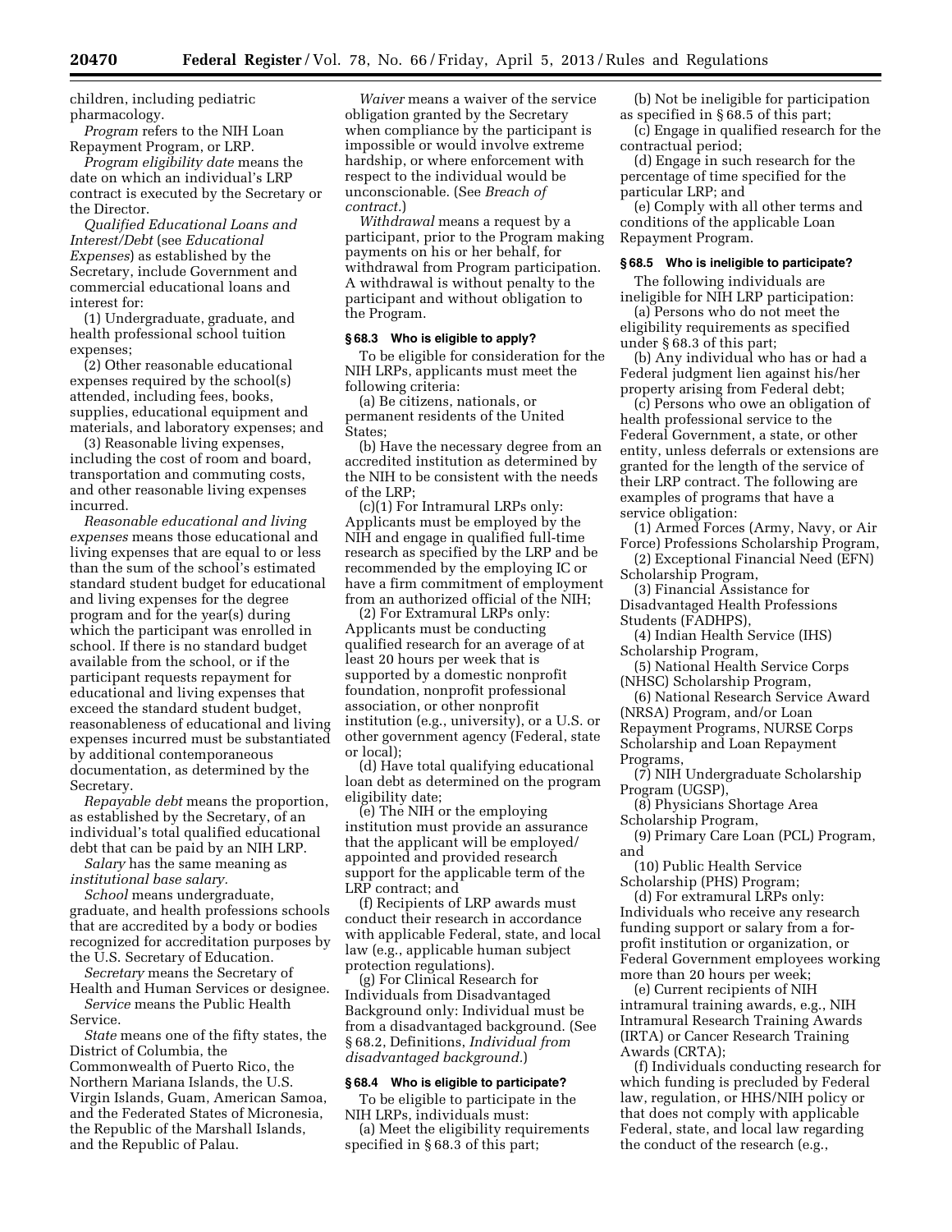children, including pediatric pharmacology.

*Program* refers to the NIH Loan Repayment Program, or LRP.

*Program eligibility date* means the date on which an individual's LRP contract is executed by the Secretary or the Director.

*Qualified Educational Loans and Interest/Debt* (see *Educational Expenses*) as established by the Secretary, include Government and commercial educational loans and interest for:

(1) Undergraduate, graduate, and health professional school tuition expenses;

(2) Other reasonable educational expenses required by the school(s) attended, including fees, books, supplies, educational equipment and materials, and laboratory expenses; and

(3) Reasonable living expenses, including the cost of room and board, transportation and commuting costs, and other reasonable living expenses incurred.

*Reasonable educational and living expenses* means those educational and living expenses that are equal to or less than the sum of the school's estimated standard student budget for educational and living expenses for the degree program and for the year(s) during which the participant was enrolled in school. If there is no standard budget available from the school, or if the participant requests repayment for educational and living expenses that exceed the standard student budget, reasonableness of educational and living expenses incurred must be substantiated by additional contemporaneous documentation, as determined by the Secretary.

*Repayable debt* means the proportion, as established by the Secretary, of an individual's total qualified educational debt that can be paid by an NIH LRP.

*Salary* has the same meaning as *institutional base salary*.

*School* means undergraduate, graduate, and health professions schools that are accredited by a body or bodies recognized for accreditation purposes by the U.S. Secretary of Education.

*Secretary* means the Secretary of Health and Human Services or designee.

*Service* means the Public Health Service.

*State* means one of the fifty states, the District of Columbia, the Commonwealth of Puerto Rico, the Northern Mariana Islands, the U.S. Virgin Islands, Guam, American Samoa, and the Federated States of Micronesia, the Republic of the Marshall Islands, and the Republic of Palau.

*Waiver* means a waiver of the service obligation granted by the Secretary when compliance by the participant is impossible or would involve extreme hardship, or where enforcement with respect to the individual would be unconscionable. (See *Breach of contract.*)

*Withdrawal* means a request by a participant, prior to the Program making payments on his or her behalf, for withdrawal from Program participation. A withdrawal is without penalty to the participant and without obligation to the Program.

**§ 68.3 Who is eligible to apply?**

To be eligible for consideration for the NIH LRPs, applicants must meet the following criteria:

(a) Be citizens, nationals, or permanent residents of the United States;

(b) Have the necessary degree from an accredited institution as determined by the NIH to be consistent with the needs of the LRP;

(c)(1) For Intramural LRPs only: Applicants must be employed by the NIH and engage in qualified full-time research as specified by the LRP and be recommended by the employing IC or have a firm commitment of employment from an authorized official of the NIH;

(2) For Extramural LRPs only: Applicants must be conducting qualified research for an average of at least 20 hours per week that is supported by a domestic nonprofit foundation, nonprofit professional association, or other nonprofit institution (e.g., university), or a U.S. or other government agency (Federal, state or local);

(d) Have total qualifying educational loan debt as determined on the program eligibility date;

(e) The NIH or the employing institution must provide an assurance that the applicant will be employed/appointed and provided research support for the applicable term of the LRP contract; and

(f) Recipients of LRP awards must conduct their research in accordance with applicable Federal, state, and local law (e.g., applicable human subject protection regulations).

(g) For Clinical Research for Individuals from Disadvantaged Background only: Individual must be from a disadvantaged background. (See § 68.2, Definitions, *Individual from disadvantaged background*.)

**§ 68.4 Who is eligible to participate?**

To be eligible to participate in the NIH LRPs, individuals must:

(a) Meet the eligibility requirements specified in § 68.3 of this part;

(b) Not be ineligible for participation as specified in § 68.5 of this part;

(c) Engage in qualified research for the contractual period;

(d) Engage in such research for the percentage of time specified for the particular LRP; and

(e) Comply with all other terms and conditions of the applicable Loan Repayment Program.

**§ 68.5 Who is ineligible to participate?**

The following individuals are ineligible for NIH LRP participation:

(a) Persons who do not meet the eligibility requirements as specified under § 68.3 of this part;

(b) Any individual who has or had a Federal judgment lien against his/her property arising from Federal debt;

(c) Persons who owe an obligation of health professional service to the Federal Government, a state, or other entity, unless deferrals or extensions are granted for the length of the service of their LRP contract. The following are examples of programs that have a service obligation:

(1) Armed Forces (Army, Navy, or Air Force) Professions Scholarship Program,

(2) Exceptional Financial Need (EFN) Scholarship Program,

(3) Financial Assistance for Disadvantaged Health Professions Students (FADHPS),

(4) Indian Health Service (IHS) Scholarship Program,

(5) National Health Service Corps (NHSC) Scholarship Program,

(6) National Research Service Award (NRSA) Program, and/or Loan Repayment Programs, NURSE Corps Scholarship and Loan Repayment Programs,

(7) NIH Undergraduate Scholarship Program (UGSP),

(8) Physicians Shortage Area Scholarship Program,

(9) Primary Care Loan (PCL) Program, and

(10) Public Health Service Scholarship (PHS) Program;

(d) For extramural LRPs only: Individuals who receive any research funding support or salary from a for-profit institution or organization, or Federal Government employees working more than 20 hours per week;

(e) Current recipients of NIH intramural training awards, e.g., NIH Intramural Research Training Awards (IRTA) or Cancer Research Training Awards (CRTA);

(f) Individuals conducting research for which funding is precluded by Federal law, regulation, or HHS/NIH policy or that does not comply with applicable Federal, state, and local law regarding the conduct of the research (e.g.,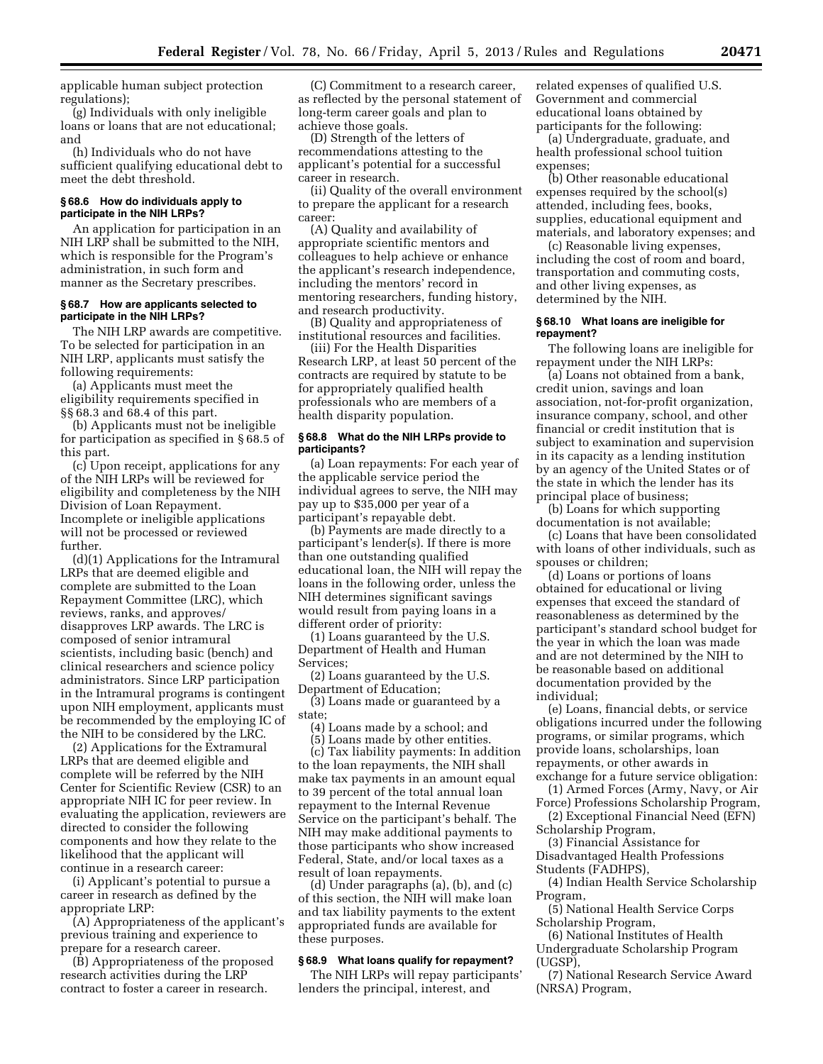applicable human subject protection regulations);

(g) Individuals with only ineligible loans or loans that are not educational; and

(h) Individuals who do not have sufficient qualifying educational debt to meet the debt threshold.

### § 68.6 How do individuals apply to participate in the NIH LRPs?

An application for participation in an NIH LRP shall be submitted to the NIH, which is responsible for the Program's administration, in such form and manner as the Secretary prescribes.

### § 68.7 How are applicants selected to participate in the NIH LRPs?

The NIH LRP awards are competitive. To be selected for participation in an NIH LRP, applicants must satisfy the following requirements:

(a) Applicants must meet the eligibility requirements specified in §§ 68.3 and 68.4 of this part.

(b) Applicants must not be ineligible for participation as specified in § 68.5 of this part.

(c) Upon receipt, applications for any of the NIH LRPs will be reviewed for eligibility and completeness by the NIH Division of Loan Repayment. Incomplete or ineligible applications will not be processed or reviewed further.

(d)(1) Applications for the Intramural LRPs that are deemed eligible and complete are submitted to the Loan Repayment Committee (LRC), which reviews, ranks, and approves/disapproves LRP awards. The LRC is composed of senior intramural scientists, including basic (bench) and clinical researchers and science policy administrators. Since LRP participation in the Intramural programs is contingent upon NIH employment, applicants must be recommended by the employing IC of the NIH to be considered by the LRC.

(2) Applications for the Extramural LRPs that are deemed eligible and complete will be referred by the NIH Center for Scientific Review (CSR) to an appropriate NIH IC for peer review. In evaluating the application, reviewers are directed to consider the following components and how they relate to the likelihood that the applicant will continue in a research career:

(i) Applicant's potential to pursue a career in research as defined by the appropriate LRP:

(A) Appropriateness of the applicant's previous training and experience to prepare for a research career.

(B) Appropriateness of the proposed research activities during the LRP contract to foster a career in research.

(C) Commitment to a research career, as reflected by the personal statement of long-term career goals and plan to achieve those goals.

(D) Strength of the letters of recommendations attesting to the applicant's potential for a successful career in research.

(ii) Quality of the overall environment to prepare the applicant for a research career:

(A) Quality and availability of appropriate scientific mentors and colleagues to help achieve or enhance the applicant's research independence, including the mentors' record in mentoring researchers, funding history, and research productivity.

(B) Quality and appropriateness of institutional resources and facilities.

(iii) For the Health Disparities Research LRP, at least 50 percent of the contracts are required by statute to be for appropriately qualified health professionals who are members of a health disparity population.

### § 68.8 What do the NIH LRPs provide to participants?

(a) Loan repayments: For each year of the applicable service period the individual agrees to serve, the NIH may pay up to $35,000 per year of a participant's repayable debt.

(b) Payments are made directly to a participant's lender(s). If there is more than one outstanding qualified educational loan, the NIH will repay the loans in the following order, unless the NIH determines significant savings would result from paying loans in a different order of priority:

(1) Loans guaranteed by the U.S. Department of Health and Human Services;

(2) Loans guaranteed by the U.S. Department of Education;

(3) Loans made or guaranteed by a state;

(4) Loans made by a school; and

(5) Loans made by other entities.

(c) Tax liability payments: In addition to the loan repayments, the NIH shall make tax payments in an amount equal to 39 percent of the total annual loan repayment to the Internal Revenue Service on the participant's behalf. The NIH may make additional payments to those participants who show increased Federal, State, and/or local taxes as a result of loan repayments.

(d) Under paragraphs (a), (b), and (c) of this section, the NIH will make loan and tax liability payments to the extent appropriated funds are available for these purposes.

### § 68.9 What loans qualify for repayment?

The NIH LRPs will repay participants' lenders the principal, interest, and related expenses of qualified U.S. Government and commercial educational loans obtained by participants for the following:

(a) Undergraduate, graduate, and health professional school tuition expenses;

(b) Other reasonable educational expenses required by the school(s) attended, including fees, books, supplies, educational equipment and materials, and laboratory expenses; and

(c) Reasonable living expenses, including the cost of room and board, transportation and commuting costs, and other living expenses, as determined by the NIH.

### § 68.10 What loans are ineligible for repayment?

The following loans are ineligible for repayment under the NIH LRPs:

(a) Loans not obtained from a bank, credit union, savings and loan association, not-for-profit organization, insurance company, school, and other financial or credit institution that is subject to examination and supervision in its capacity as a lending institution by an agency of the United States or of the state in which the lender has its principal place of business;

(b) Loans for which supporting documentation is not available;

(c) Loans that have been consolidated with loans of other individuals, such as spouses or children;

(d) Loans or portions of loans obtained for educational or living expenses that exceed the standard of reasonableness as determined by the participant's standard school budget for the year in which the loan was made and are not determined by the NIH to be reasonable based on additional documentation provided by the individual;

(e) Loans, financial debts, or service obligations incurred under the following programs, or similar programs, which provide loans, scholarships, loan repayments, or other awards in exchange for a future service obligation:

(1) Armed Forces (Army, Navy, or Air Force) Professions Scholarship Program,

(2) Exceptional Financial Need (EFN) Scholarship Program,

(3) Financial Assistance for Disadvantaged Health Professions Students (FADHPS),

(4) Indian Health Service Scholarship Program,

(5) National Health Service Corps Scholarship Program,

(6) National Institutes of Health Undergraduate Scholarship Program (UGSP),

(7) National Research Service Award (NRSA) Program,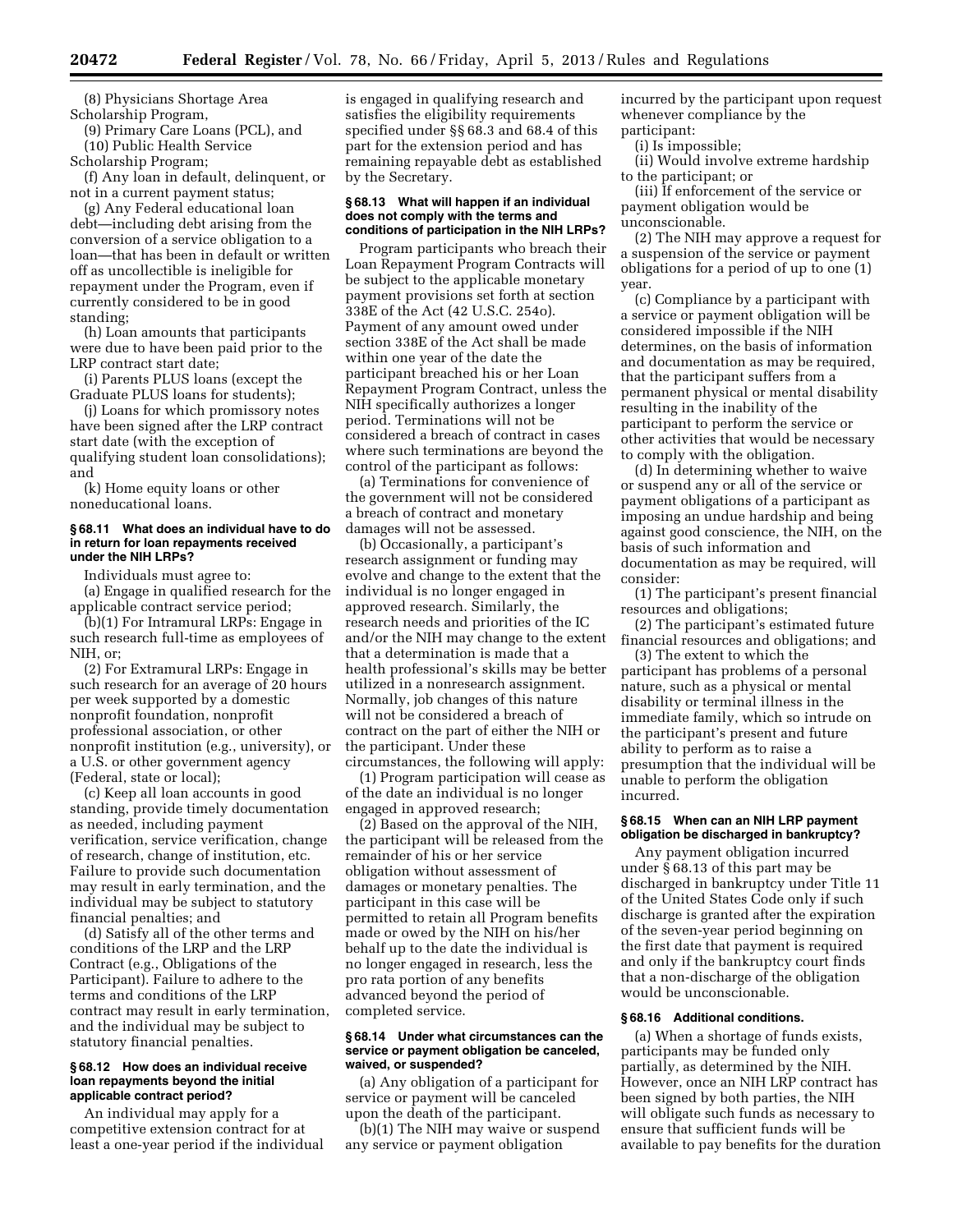(8) Physicians Shortage Area Scholarship Program,

(9) Primary Care Loans (PCL), and

(10) Public Health Service Scholarship Program;

(f) Any loan in default, delinquent, or not in a current payment status;

(g) Any Federal educational loan debt—including debt arising from the conversion of a service obligation to a loan—that has been in default or written off as uncollectible is ineligible for repayment under the Program, even if currently considered to be in good standing;

(h) Loan amounts that participants were due to have been paid prior to the LRP contract start date;

(i) Parents PLUS loans (except the Graduate PLUS loans for students);

(j) Loans for which promissory notes have been signed after the LRP contract start date (with the exception of qualifying student loan consolidations); and

(k) Home equity loans or other noneducational loans.

### § 68.11 What does an individual have to do in return for loan repayments received under the NIH LRPs?

Individuals must agree to:

(a) Engage in qualified research for the applicable contract service period;

(b)(1) For Intramural LRPs: Engage in such research full-time as employees of NIH, or;

(2) For Extramural LRPs: Engage in such research for an average of 20 hours per week supported by a domestic nonprofit foundation, nonprofit professional association, or other nonprofit institution (e.g., university), or a U.S. or other government agency (Federal, state or local);

(c) Keep all loan accounts in good standing, provide timely documentation as needed, including payment verification, service verification, change of research, change of institution, etc. Failure to provide such documentation may result in early termination, and the individual may be subject to statutory financial penalties; and

(d) Satisfy all of the other terms and conditions of the LRP and the LRP Contract (e.g., Obligations of the Participant). Failure to adhere to the terms and conditions of the LRP contract may result in early termination, and the individual may be subject to statutory financial penalties.

### § 68.12 How does an individual receive loan repayments beyond the initial applicable contract period?

An individual may apply for a competitive extension contract for at least a one-year period if the individual is engaged in qualifying research and satisfies the eligibility requirements specified under §§ 68.3 and 68.4 of this part for the extension period and has remaining repayable debt as established by the Secretary.

### § 68.13 What will happen if an individual does not comply with the terms and conditions of participation in the NIH LRPs?

Program participants who breach their Loan Repayment Program Contracts will be subject to the applicable monetary payment provisions set forth at section 338E of the Act (42 U.S.C. 254o). Payment of any amount owed under section 338E of the Act shall be made within one year of the date the participant breached his or her Loan Repayment Program Contract, unless the NIH specifically authorizes a longer period. Terminations will not be considered a breach of contract in cases where such terminations are beyond the control of the participant as follows:

(a) Terminations for convenience of the government will not be considered a breach of contract and monetary damages will not be assessed.

(b) Occasionally, a participant's research assignment or funding may evolve and change to the extent that the individual is no longer engaged in approved research. Similarly, the research needs and priorities of the IC and/or the NIH may change to the extent that a determination is made that a health professional's skills may be better utilized in a nonresearch assignment. Normally, job changes of this nature will not be considered a breach of contract on the part of either the NIH or the participant. Under these circumstances, the following will apply:

(1) Program participation will cease as of the date an individual is no longer engaged in approved research;

(2) Based on the approval of the NIH, the participant will be released from the remainder of his or her service obligation without assessment of damages or monetary penalties. The participant in this case will be permitted to retain all Program benefits made or owed by the NIH on his/her behalf up to the date the individual is no longer engaged in research, less the pro rata portion of any benefits advanced beyond the period of completed service.

### § 68.14 Under what circumstances can the service or payment obligation be canceled, waived, or suspended?

(a) Any obligation of a participant for service or payment will be canceled upon the death of the participant.

(b)(1) The NIH may waive or suspend any service or payment obligation incurred by the participant upon request whenever compliance by the participant:

(i) Is impossible;

(ii) Would involve extreme hardship to the participant; or

(iii) If enforcement of the service or payment obligation would be unconscionable.

(2) The NIH may approve a request for a suspension of the service or payment obligations for a period of up to one (1) year.

(c) Compliance by a participant with a service or payment obligation will be considered impossible if the NIH determines, on the basis of information and documentation as may be required, that the participant suffers from a permanent physical or mental disability resulting in the inability of the participant to perform the service or other activities that would be necessary to comply with the obligation.

(d) In determining whether to waive or suspend any or all of the service or payment obligations of a participant as imposing an undue hardship and being against good conscience, the NIH, on the basis of such information and documentation as may be required, will consider:

(1) The participant's present financial resources and obligations;

(2) The participant's estimated future financial resources and obligations; and

(3) The extent to which the participant has problems of a personal nature, such as a physical or mental disability or terminal illness in the immediate family, which so intrude on the participant's present and future ability to perform as to raise a presumption that the individual will be unable to perform the obligation incurred.

### § 68.15 When can an NIH LRP payment obligation be discharged in bankruptcy?

Any payment obligation incurred under § 68.13 of this part may be discharged in bankruptcy under Title 11 of the United States Code only if such discharge is granted after the expiration of the seven-year period beginning on the first date that payment is required and only if the bankruptcy court finds that a non-discharge of the obligation would be unconscionable.

### § 68.16 Additional conditions.

(a) When a shortage of funds exists, participants may be funded only partially, as determined by the NIH. However, once an NIH LRP contract has been signed by both parties, the NIH will obligate such funds as necessary to ensure that sufficient funds will be available to pay benefits for the duration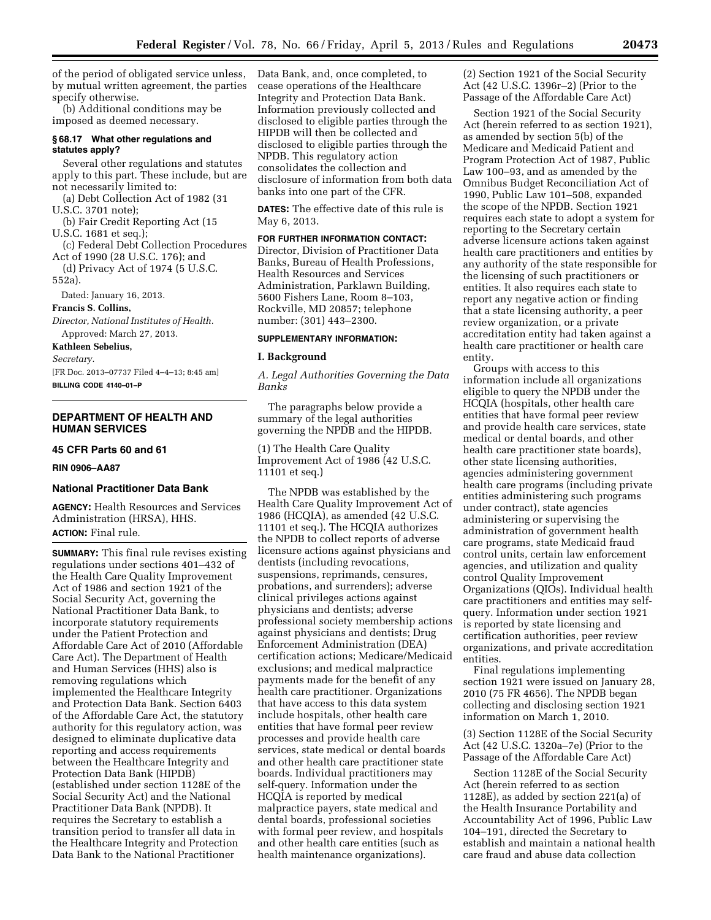of the period of obligated service unless, by mutual written agreement, the parties specify otherwise.

(b) Additional conditions may be imposed as deemed necessary.

### § 68.17 What other regulations and statutes apply?

Several other regulations and statutes apply to this part. These include, but are not necessarily limited to:

(a) Debt Collection Act of 1982 (31 U.S.C. 3701 note);

(b) Fair Credit Reporting Act (15 U.S.C. 1681 et seq.);

(c) Federal Debt Collection Procedures Act of 1990 (28 U.S.C. 176); and

(d) Privacy Act of 1974 (5 U.S.C. 552a).

Dated: January 16, 2013.

**Francis S. Collins,**

*Director, National Institutes of Health.*

Approved: March 27, 2013.

**Kathleen Sebelius,**

*Secretary.*

[FR Doc. 2013–07737 Filed 4–4–13; 8:45 am]

**BILLING CODE 4140–01–P**

---

## DEPARTMENT OF HEALTH AND HUMAN SERVICES

### 45 CFR Parts 60 and 61

**RIN 0906–AA87**

### National Practitioner Data Bank

**AGENCY:** Health Resources and Services Administration (HRSA), HHS.

**ACTION:** Final rule.

**SUMMARY:** This final rule revises existing regulations under sections 401–432 of the Health Care Quality Improvement Act of 1986 and section 1921 of the Social Security Act, governing the National Practitioner Data Bank, to incorporate statutory requirements under the Patient Protection and Affordable Care Act of 2010 (Affordable Care Act). The Department of Health and Human Services (HHS) also is removing regulations which implemented the Healthcare Integrity and Protection Data Bank. Section 6403 of the Affordable Care Act, the statutory authority for this regulatory action, was designed to eliminate duplicative data reporting and access requirements between the Healthcare Integrity and Protection Data Bank (HIPDB) (established under section 1128E of the Social Security Act) and the National Practitioner Data Bank (NPDB). It requires the Secretary to establish a transition period to transfer all data in the Healthcare Integrity and Protection Data Bank to the National Practitioner Data Bank, and, once completed, to cease operations of the Healthcare Integrity and Protection Data Bank. Information previously collected and disclosed to eligible parties through the HIPDB will then be collected and disclosed to eligible parties through the NPDB. This regulatory action consolidates the collection and disclosure of information from both data banks into one part of the CFR.

**DATES:** The effective date of this rule is May 6, 2013.

**FOR FURTHER INFORMATION CONTACT:** Director, Division of Practitioner Data Banks, Bureau of Health Professions, Health Resources and Services Administration, Parklawn Building, 5600 Fishers Lane, Room 8–103, Rockville, MD 20857; telephone number: (301) 443–2300.

**SUPPLEMENTARY INFORMATION:**

### I. Background

*A. Legal Authorities Governing the Data Banks*

The paragraphs below provide a summary of the legal authorities governing the NPDB and the HIPDB.

(1) The Health Care Quality Improvement Act of 1986 (42 U.S.C. 11101 et seq.)

The NPDB was established by the Health Care Quality Improvement Act of 1986 (HCQIA), as amended (42 U.S.C. 11101 et seq.). The HCQIA authorizes the NPDB to collect reports of adverse licensure actions against physicians and dentists (including revocations, suspensions, reprimands, censures, probations, and surrenders); adverse clinical privileges actions against physicians and dentists; adverse professional society membership actions against physicians and dentists; Drug Enforcement Administration (DEA) certification actions; Medicare/Medicaid exclusions; and medical malpractice payments made for the benefit of any health care practitioner. Organizations that have access to this data system include hospitals, other health care entities that have formal peer review processes and provide health care services, state medical or dental boards and other health care practitioner state boards. Individual practitioners may self-query. Information under the HCQIA is reported by medical malpractice payers, state medical and dental boards, professional societies with formal peer review, and hospitals and other health care entities (such as health maintenance organizations).

(2) Section 1921 of the Social Security Act (42 U.S.C. 1396r–2) (Prior to the Passage of the Affordable Care Act)

Section 1921 of the Social Security Act (herein referred to as section 1921), as amended by section 5(b) of the Medicare and Medicaid Patient and Program Protection Act of 1987, Public Law 100–93, and as amended by the Omnibus Budget Reconciliation Act of 1990, Public Law 101–508, expanded the scope of the NPDB. Section 1921 requires each state to adopt a system for reporting to the Secretary certain adverse licensure actions taken against health care practitioners and entities by any authority of the state responsible for the licensing of such practitioners or entities. It also requires each state to report any negative action or finding that a state licensing authority, a peer review organization, or a private accreditation entity had taken against a health care practitioner or health care entity.

Groups with access to this information include all organizations eligible to query the NPDB under the HCQIA (hospitals, other health care entities that have formal peer review and provide health care services, state medical or dental boards, and other health care practitioner state boards), other state licensing authorities, agencies administering government health care programs (including private entities administering such programs under contract), state agencies administering or supervising the administration of government health care programs, state Medicaid fraud control units, certain law enforcement agencies, and utilization and quality control Quality Improvement Organizations (QIOs). Individual health care practitioners and entities may self-query. Information under section 1921 is reported by state licensing and certification authorities, peer review organizations, and private accreditation entities.

Final regulations implementing section 1921 were issued on January 28, 2010 (75 FR 4656). The NPDB began collecting and disclosing section 1921 information on March 1, 2010.

(3) Section 1128E of the Social Security Act (42 U.S.C. 1320a–7e) (Prior to the Passage of the Affordable Care Act)

Section 1128E of the Social Security Act (herein referred to as section 1128E), as added by section 221(a) of the Health Insurance Portability and Accountability Act of 1996, Public Law 104–191, directed the Secretary to establish and maintain a national health care fraud and abuse data collection